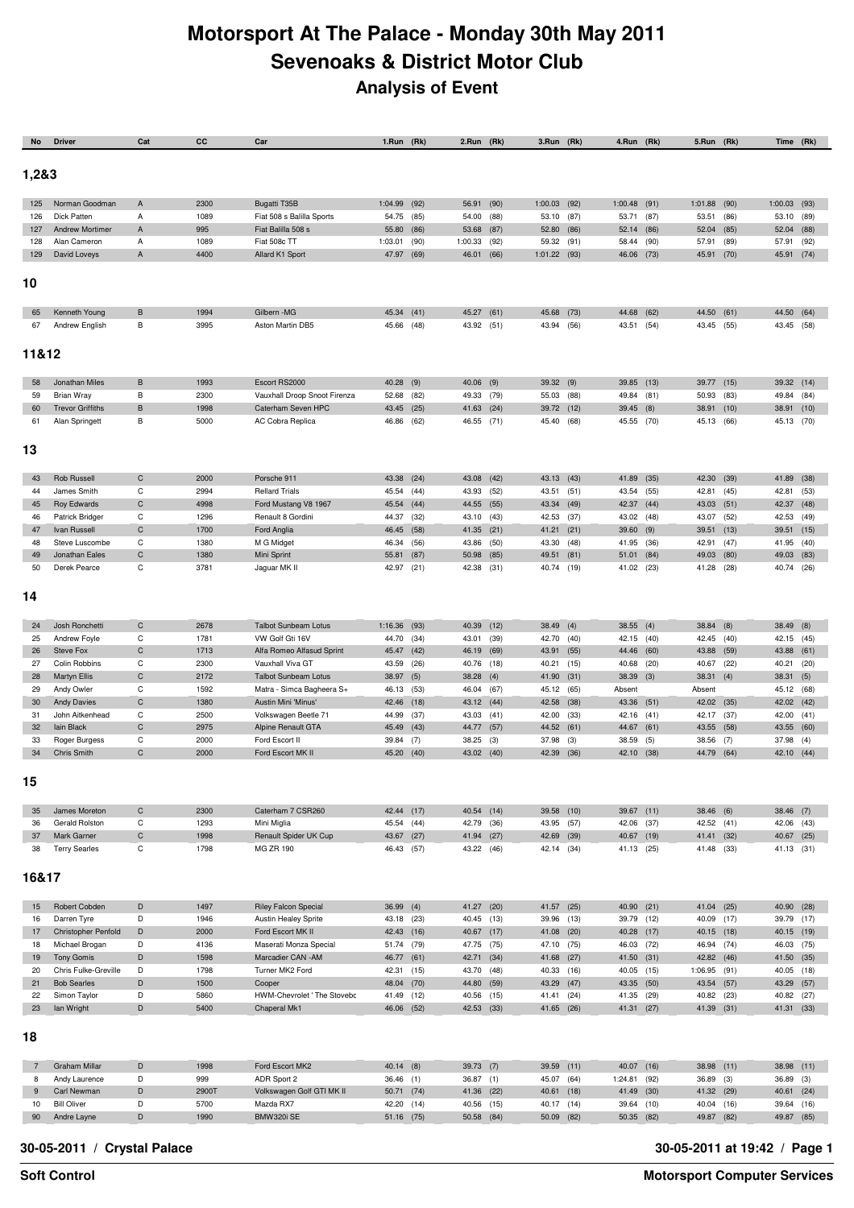# Motorsport At The Palace - Monday 30th May 2011
## Sevenoaks & District Motor Club
### Analysis of Event

| No | Driver | Cat | CC | Car | 1.Run | (Rk) | 2.Run | (Rk) | 3.Run | (Rk) | 4.Run | (Rk) | 5.Run | (Rk) | Time | (Rk) |
|---|---|---|---|---|---|---|---|---|---|---|---|---|---|---|---|---|
| **1,2&3** | | | | | | | | | | | | | | | | |
| 125 | Norman Goodman | A | 2300 | Bugatti T35B | 1:04.99 | (92) | 56.91 | (90) | 1:00.03 | (92) | 1:00.48 | (91) | 1:01.88 | (90) | 1:00.03 | (93) |
| 126 | Dick Patten | A | 1089 | Fiat 508 s Balilla Sports | 54.75 | (85) | 54.00 | (88) | 53.10 | (87) | 53.71 | (87) | 53.51 | (86) | 53.10 | (89) |
| 127 | Andrew Mortimer | A | 995 | Fiat Balilla 508 s | 55.80 | (86) | 53.68 | (87) | 52.80 | (86) | 52.14 | (86) | 52.04 | (85) | 52.04 | (88) |
| 128 | Alan Cameron | A | 1089 | Fiat 508c TT | 1:03.01 | (90) | 1:00.33 | (92) | 59.32 | (91) | 58.44 | (90) | 57.91 | (89) | 57.91 | (92) |
| 129 | David Loveys | A | 4400 | Allard K1 Sport | 47.97 | (69) | 46.01 | (66) | 1:01.22 | (93) | 46.06 | (73) | 45.91 | (70) | 45.91 | (74) |
| **10** | | | | | | | | | | | | | | | | |
| 65 | Kenneth Young | B | 1994 | Gilbern -MG | 45.34 | (41) | 45.27 | (61) | 45.68 | (73) | 44.68 | (62) | 44.50 | (61) | 44.50 | (64) |
| 67 | Andrew English | B | 3995 | Aston Martin DB5 | 45.66 | (48) | 43.92 | (51) | 43.94 | (56) | 43.51 | (54) | 43.45 | (55) | 43.45 | (58) |
| **11&12** | | | | | | | | | | | | | | | | |
| 58 | Jonathan Miles | B | 1993 | Escort RS2000 | 40.28 | (9) | 40.06 | (9) | 39.32 | (9) | 39.85 | (13) | 39.77 | (15) | 39.32 | (14) |
| 59 | Brian Wray | B | 2300 | Vauxhall Droop Snoot Firenza | 52.68 | (82) | 49.33 | (79) | 55.03 | (88) | 49.84 | (81) | 50.93 | (83) | 49.84 | (84) |
| 60 | Trevor Griffiths | B | 1998 | Caterham Seven HPC | 43.45 | (25) | 41.63 | (24) | 39.72 | (12) | 39.45 | (8) | 38.91 | (10) | 38.91 | (10) |
| 61 | Alan Springett | B | 5000 | AC Cobra Replica | 46.86 | (62) | 46.55 | (71) | 45.40 | (68) | 45.55 | (70) | 45.13 | (66) | 45.13 | (70) |
| **13** | | | | | | | | | | | | | | | | |
| 43 | Rob Russell | C | 2000 | Porsche 911 | 43.38 | (24) | 43.08 | (42) | 43.13 | (43) | 41.89 | (35) | 42.30 | (39) | 41.89 | (38) |
| 44 | James Smith | C | 2994 | Rellard Trials | 45.54 | (44) | 43.93 | (52) | 43.51 | (51) | 43.54 | (55) | 42.81 | (45) | 42.81 | (53) |
| 45 | Roy Edwards | C | 4998 | Ford Mustang V8 1967 | 45.54 | (44) | 44.55 | (55) | 43.34 | (49) | 42.37 | (44) | 43.03 | (51) | 42.37 | (48) |
| 46 | Patrick Bridger | C | 1296 | Renault 8 Gordini | 44.37 | (32) | 43.10 | (43) | 42.53 | (37) | 43.02 | (48) | 43.07 | (52) | 42.53 | (49) |
| 47 | Ivan Russell | C | 1700 | Ford Anglia | 46.45 | (58) | 41.35 | (21) | 41.21 | (21) | 39.60 | (9) | 39.51 | (13) | 39.51 | (15) |
| 48 | Steve Luscombe | C | 1380 | M G Midget | 46.34 | (56) | 43.86 | (50) | 43.30 | (48) | 41.95 | (36) | 42.91 | (47) | 41.95 | (40) |
| 49 | Jonathan Eales | C | 1380 | Mini Sprint | 55.81 | (87) | 50.98 | (85) | 49.51 | (81) | 51.01 | (84) | 49.03 | (80) | 49.03 | (83) |
| 50 | Derek Pearce | C | 3781 | Jaguar MK II | 42.97 | (21) | 42.38 | (31) | 40.74 | (19) | 41.02 | (23) | 41.28 | (28) | 40.74 | (26) |
| **14** | | | | | | | | | | | | | | | | |
| 24 | Josh Ronchetti | C | 2678 | Talbot Sunbeam Lotus | 1:16.36 | (93) | 40.39 | (12) | 38.49 | (4) | 38.55 | (4) | 38.84 | (8) | 38.49 | (8) |
| 25 | Andrew Foyle | C | 1781 | VW Golf Gti 16V | 44.70 | (34) | 43.01 | (39) | 42.70 | (40) | 42.15 | (40) | 42.45 | (40) | 42.15 | (45) |
| 26 | Steve Fox | C | 1713 | Alfa Romeo Alfasud Sprint | 45.47 | (42) | 46.19 | (69) | 43.91 | (55) | 44.46 | (60) | 43.88 | (59) | 43.88 | (61) |
| 27 | Colin Robbins | C | 2300 | Vauxhall Viva GT | 43.59 | (26) | 40.76 | (18) | 40.21 | (15) | 40.68 | (20) | 40.67 | (22) | 40.21 | (20) |
| 28 | Martyn Ellis | C | 2172 | Talbot Sunbeam Lotus | 38.97 | (5) | 38.28 | (4) | 41.90 | (31) | 38.39 | (3) | 38.31 | (4) | 38.31 | (5) |
| 29 | Andy Owler | C | 1592 | Matra - Simca Bagheera S+ | 46.13 | (53) | 46.04 | (67) | 45.12 | (65) | Absent | | Absent | | 45.12 | (68) |
| 30 | Andy Davies | C | 1380 | Austin Mini 'Minus' | 42.46 | (18) | 43.12 | (44) | 42.58 | (38) | 43.36 | (51) | 42.02 | (35) | 42.02 | (42) |
| 31 | John Aitkenhead | C | 2500 | Volkswagen Beetle 71 | 44.99 | (37) | 43.03 | (41) | 42.00 | (33) | 42.16 | (41) | 42.17 | (37) | 42.00 | (41) |
| 32 | Iain Black | C | 2975 | Alpine Renault GTA | 45.49 | (43) | 44.77 | (57) | 44.52 | (61) | 44.67 | (61) | 43.55 | (58) | 43.55 | (60) |
| 33 | Roger Burgess | C | 2000 | Ford Escort II | 39.84 | (7) | 38.25 | (3) | 37.98 | (3) | 38.59 | (5) | 38.56 | (7) | 37.98 | (4) |
| 34 | Chris Smith | C | 2000 | Ford Escort MK II | 45.20 | (40) | 43.02 | (40) | 42.39 | (36) | 42.10 | (38) | 44.79 | (64) | 42.10 | (44) |
| **15** | | | | | | | | | | | | | | | | |
| 35 | James Moreton | C | 2300 | Caterham 7 CSR260 | 42.44 | (17) | 40.54 | (14) | 39.58 | (10) | 39.67 | (11) | 38.46 | (6) | 38.46 | (7) |
| 36 | Gerald Rolston | C | 1293 | Mini Miglia | 45.54 | (44) | 42.79 | (36) | 43.95 | (57) | 42.06 | (37) | 42.52 | (41) | 42.06 | (43) |
| 37 | Mark Garner | C | 1998 | Renault Spider UK Cup | 43.67 | (27) | 41.94 | (27) | 42.69 | (39) | 40.67 | (19) | 41.41 | (32) | 40.67 | (25) |
| 38 | Terry Searles | C | 1798 | MG ZR 190 | 46.43 | (57) | 43.22 | (46) | 42.14 | (34) | 41.13 | (25) | 41.48 | (33) | 41.13 | (31) |
| **16&17** | | | | | | | | | | | | | | | | |
| 15 | Robert Cobden | D | 1497 | Riley Falcon Special | 36.99 | (4) | 41.27 | (20) | 41.57 | (25) | 40.90 | (21) | 41.04 | (25) | 40.90 | (28) |
| 16 | Darren Tyre | D | 1946 | Austin Healey Sprite | 43.18 | (23) | 40.45 | (13) | 39.96 | (13) | 39.79 | (12) | 40.09 | (17) | 39.79 | (17) |
| 17 | Christopher Penfold | D | 2000 | Ford Escort MK II | 42.43 | (16) | 40.67 | (17) | 41.08 | (20) | 40.28 | (17) | 40.15 | (18) | 40.15 | (19) |
| 18 | Michael Brogan | D | 4136 | Maserati Monza Special | 51.74 | (79) | 47.75 | (75) | 47.10 | (75) | 46.03 | (72) | 46.94 | (74) | 46.03 | (75) |
| 19 | Tony Gomis | D | 1598 | Marcadier CAN -AM | 46.77 | (61) | 42.71 | (34) | 41.68 | (27) | 41.50 | (31) | 42.82 | (46) | 41.50 | (35) |
| 20 | Chris Fulke-Greville | D | 1798 | Turner MK2 Ford | 42.31 | (15) | 43.70 | (48) | 40.33 | (16) | 40.05 | (15) | 1:06.95 | (91) | 40.05 | (18) |
| 21 | Bob Searles | D | 1500 | Cooper | 48.04 | (70) | 44.80 | (59) | 43.29 | (47) | 43.35 | (50) | 43.54 | (57) | 43.29 | (57) |
| 22 | Simon Taylor | D | 5860 | HWM-Chevrolet ' The Stovebc | 41.49 | (12) | 40.56 | (15) | 41.41 | (24) | 41.35 | (29) | 40.82 | (23) | 40.82 | (27) |
| 23 | Ian Wright | D | 5400 | Chaperal Mk1 | 46.06 | (52) | 42.53 | (33) | 41.65 | (26) | 41.31 | (27) | 41.39 | (31) | 41.31 | (33) |
| **18** | | | | | | | | | | | | | | | | |
| 7 | Graham Millar | D | 1998 | Ford Escort MK2 | 40.14 | (8) | 39.73 | (7) | 39.59 | (11) | 40.07 | (16) | 38.98 | (11) | 38.98 | (11) |
| 8 | Andy Laurence | D | 999 | ADR Sport 2 | 36.46 | (1) | 36.87 | (1) | 45.07 | (64) | 1:24.81 | (92) | 36.89 | (3) | 36.89 | (3) |
| 9 | Carl Newman | D | 2900T | Volkswagen Golf GTI MK II | 50.71 | (74) | 41.36 | (22) | 40.61 | (18) | 41.49 | (30) | 41.32 | (29) | 40.61 | (24) |
| 10 | Bill Oliver | D | 5700 | Mazda RX7 | 42.20 | (14) | 40.56 | (15) | 40.17 | (14) | 39.64 | (10) | 40.04 | (16) | 39.64 | (16) |
| 90 | Andre Layne | D | 1990 | BMW320i SE | 51.16 | (75) | 50.58 | (84) | 50.09 | (82) | 50.35 | (82) | 49.87 | (82) | 49.87 | (85) |

**30-05-2011 / Crystal Palace**

**30-05-2011 at 19:42**

**Soft Control**

**Motorsport Computer Services**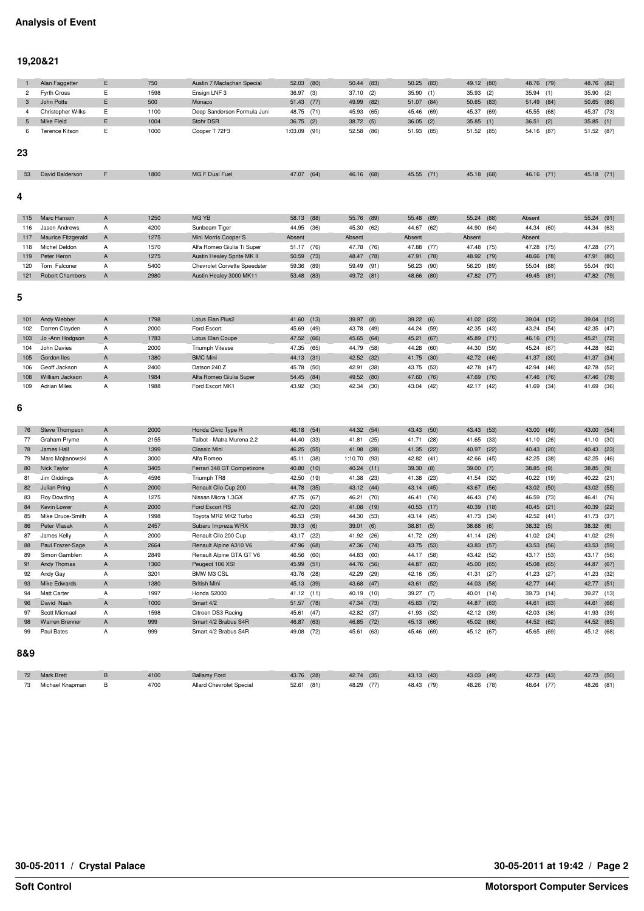## Analysis of Event

### 19,20&21

| | | | | | | | | | | | | | | | | |
|---|---|---|---|---|---|---|---|---|---|---|---|---|---|---|---|---|
| 1 | Alan Faggetter | E | 750 | Austin 7 Maclachan Special | 52.03 | (80) | 50.44 | (83) | 50.25 | (83) | 49.12 | (80) | 48.76 | (79) | 48.76 | (82) |
| 2 | Fyrth Cross | E | 1598 | Ensign LNF 3 | 36.97 | (3) | 37.10 | (2) | 35.90 | (1) | 35.93 | (2) | 35.94 | (1) | 35.90 | (2) |
| 3 | John Potts | E | 500 | Monaco | 51.43 | (77) | 49.99 | (82) | 51.07 | (84) | 50.65 | (83) | 51.49 | (84) | 50.65 | (86) |
| 4 | Christopher Wilks | E | 1100 | Deep Sanderson Formula Juni | 48.75 | (71) | 45.93 | (65) | 45.46 | (69) | 45.37 | (69) | 45.55 | (68) | 45.37 | (73) |
| 5 | Mike Field | E | 1004 | Stohr DSR | 36.75 | (2) | 38.72 | (5) | 36.05 | (2) | 35.85 | (1) | 36.51 | (2) | 35.85 | (1) |
| 6 | Terence Kitson | E | 1000 | Cooper T 72F3 | 1:03.09 | (91) | 52.58 | (86) | 51.93 | (85) | 51.52 | (85) | 54.16 | (87) | 51.52 | (87) |

### 23

| | | | | | | | | | | | | | | | | |
|---|---|---|---|---|---|---|---|---|---|---|---|---|---|---|---|---|
| 53 | David Balderson | F | 1800 | MG F Dual Fuel | 47.07 | (64) | 46.16 | (68) | 45.55 | (71) | 45.18 | (68) | 46.16 | (71) | 45.18 | (71) |

### 4

| | | | | | | | | | | | | | | | | |
|---|---|---|---|---|---|---|---|---|---|---|---|---|---|---|---|---|
| 115 | Marc Hanson | A | 1250 | MG YB | 58.13 | (88) | 55.76 | (89) | 55.48 | (89) | 55.24 | (88) | Absent | | 55.24 | (91) |
| 116 | Jason Andrews | A | 4200 | Sunbeam Tiger | 44.95 | (36) | 45.30 | (62) | 44.67 | (62) | 44.90 | (64) | 44.34 | (60) | 44.34 | (63) |
| 117 | Maurice Fitzgerald | A | 1275 | Mini Morris Cooper S | Absent | | Absent | | Absent | | Absent | | Absent | | | |
| 118 | Michel Deldon | A | 1570 | Alfa Romeo Giulia Ti Super | 51.17 | (76) | 47.78 | (76) | 47.88 | (77) | 47.48 | (75) | 47.28 | (75) | 47.28 | (77) |
| 119 | Peter Heron | A | 1275 | Austin Healey Sprite MK II | 50.59 | (73) | 48.47 | (78) | 47.91 | (78) | 48.92 | (79) | 48.66 | (78) | 47.91 | (80) |
| 120 | Tom Falconer | A | 5400 | Chevrolet Corvette Speedster | 59.36 | (89) | 59.49 | (91) | 56.23 | (90) | 56.20 | (89) | 55.04 | (88) | 55.04 | (90) |
| 121 | Robert Chambers | A | 2980 | Austin Healey 3000 MK11 | 53.48 | (83) | 49.72 | (81) | 48.66 | (80) | 47.82 | (77) | 49.45 | (81) | 47.82 | (79) |

### 5

| | | | | | | | | | | | | | | | | |
|---|---|---|---|---|---|---|---|---|---|---|---|---|---|---|---|---|
| 101 | Andy Webber | A | 1798 | Lotus Elan Plus2 | 41.60 | (13) | 39.97 | (8) | 39.22 | (6) | 41.02 | (23) | 39.04 | (12) | 39.04 | (12) |
| 102 | Darren Clayden | A | 2000 | Ford Escort | 45.69 | (49) | 43.78 | (49) | 44.24 | (59) | 42.35 | (43) | 43.24 | (54) | 42.35 | (47) |
| 103 | Jo -Ann Hodgson | A | 1783 | Lotus Elan Coupe | 47.52 | (66) | 45.65 | (64) | 45.21 | (67) | 45.89 | (71) | 46.16 | (71) | 45.21 | (72) |
| 104 | John Davies | A | 2000 | Triumph Vitesse | 47.35 | (65) | 44.79 | (58) | 44.28 | (60) | 44.30 | (59) | 45.24 | (67) | 44.28 | (62) |
| 105 | Gordon Iles | A | 1380 | BMC Mini | 44.13 | (31) | 42.52 | (32) | 41.75 | (30) | 42.72 | (46) | 41.37 | (30) | 41.37 | (34) |
| 106 | Geoff Jackson | A | 2400 | Datsun 240 Z | 45.78 | (50) | 42.91 | (38) | 43.75 | (53) | 42.78 | (47) | 42.94 | (48) | 42.78 | (52) |
| 108 | William Jackson | A | 1984 | Alfa Romeo Giulia Super | 54.45 | (84) | 49.52 | (80) | 47.60 | (76) | 47.69 | (76) | 47.46 | (76) | 47.46 | (78) |
| 109 | Adrian Miles | A | 1988 | Ford Escort MK1 | 43.92 | (30) | 42.34 | (30) | 43.04 | (42) | 42.17 | (42) | 41.69 | (34) | 41.69 | (36) |

### 6

| | | | | | | | | | | | | | | | | |
|---|---|---|---|---|---|---|---|---|---|---|---|---|---|---|---|---|
| 76 | Steve Thompson | A | 2000 | Honda Civic Type R | 46.18 | (54) | 44.32 | (54) | 43.43 | (50) | 43.43 | (53) | 43.00 | (49) | 43.00 | (54) |
| 77 | Graham Pryme | A | 2155 | Talbot - Matra Murena 2.2 | 44.40 | (33) | 41.81 | (25) | 41.71 | (28) | 41.65 | (33) | 41.10 | (26) | 41.10 | (30) |
| 78 | James Hall | A | 1399 | Classic Mini | 46.25 | (55) | 41.98 | (28) | 41.35 | (22) | 40.97 | (22) | 40.43 | (20) | 40.43 | (23) |
| 79 | Marc Mojtanowski | A | 3000 | Alfa Romeo | 45.11 | (38) | 1:10.70 | (93) | 42.82 | (41) | 42.66 | (45) | 42.25 | (38) | 42.25 | (46) |
| 80 | Nick Taylor | A | 3405 | Ferrari 348 GT Competizone | 40.80 | (10) | 40.24 | (11) | 39.30 | (8) | 39.00 | (7) | 38.85 | (9) | 38.85 | (9) |
| 81 | Jim Giddings | A | 4596 | Triumph TR8 | 42.50 | (19) | 41.38 | (23) | 41.38 | (23) | 41.54 | (32) | 40.22 | (19) | 40.22 | (21) |
| 82 | Julian Pring | A | 2000 | Renault Clio Cup 200 | 44.78 | (35) | 43.12 | (44) | 43.14 | (45) | 43.67 | (56) | 43.02 | (50) | 43.02 | (55) |
| 83 | Roy Dowding | A | 1275 | Nissan Micra 1.3GX | 47.75 | (67) | 46.21 | (70) | 46.41 | (74) | 46.43 | (74) | 46.59 | (73) | 46.41 | (76) |
| 84 | Kevin Lower | A | 2000 | Ford Escort RS | 42.70 | (20) | 41.08 | (19) | 40.53 | (17) | 40.39 | (18) | 40.45 | (21) | 40.39 | (22) |
| 85 | Mike Druce-Smith | A | 1998 | Toyota MR2 MK2 Turbo | 46.53 | (59) | 44.30 | (53) | 43.14 | (45) | 41.73 | (34) | 42.52 | (41) | 41.73 | (37) |
| 86 | Peter Vlasak | A | 2457 | Subaru Impreza WRX | 39.13 | (6) | 39.01 | (6) | 38.81 | (5) | 38.68 | (6) | 38.32 | (5) | 38.32 | (6) |
| 87 | James Kelly | A | 2000 | Renault Clio 200 Cup | 43.17 | (22) | 41.92 | (26) | 41.72 | (29) | 41.14 | (26) | 41.02 | (24) | 41.02 | (29) |
| 88 | Paul Frazer-Sage | A | 2664 | Renault Alpine A310 V6 | 47.96 | (68) | 47.36 | (74) | 43.75 | (53) | 43.83 | (57) | 43.53 | (56) | 43.53 | (59) |
| 89 | Simon Gamblen | A | 2849 | Renault Alpine GTA GT V6 | 46.56 | (60) | 44.83 | (60) | 44.17 | (58) | 43.42 | (52) | 43.17 | (53) | 43.17 | (56) |
| 91 | Andy Thomas | A | 1360 | Peugeot 106 XSI | 45.99 | (51) | 44.76 | (56) | 44.87 | (63) | 45.00 | (65) | 45.08 | (65) | 44.87 | (67) |
| 92 | Andy Gay | A | 3201 | BMW M3 CSL | 43.76 | (28) | 42.29 | (29) | 42.16 | (35) | 41.31 | (27) | 41.23 | (27) | 41.23 | (32) |
| 93 | Mike Edwards | A | 1380 | British Mini | 45.13 | (39) | 43.68 | (47) | 43.61 | (52) | 44.03 | (58) | 42.77 | (44) | 42.77 | (51) |
| 94 | Matt Carter | A | 1997 | Honda S2000 | 41.12 | (11) | 40.19 | (10) | 39.27 | (7) | 40.01 | (14) | 39.73 | (14) | 39.27 | (13) |
| 96 | David Nash | A | 1000 | Smart 4/2 | 51.57 | (78) | 47.34 | (73) | 45.63 | (72) | 44.87 | (63) | 44.61 | (63) | 44.61 | (66) |
| 97 | Scott Micmael | A | 1598 | Citroen DS3 Racing | 45.61 | (47) | 42.82 | (37) | 41.93 | (32) | 42.12 | (39) | 42.03 | (36) | 41.93 | (39) |
| 98 | Warren Brenner | A | 999 | Smart 4/2 Brabus S4R | 46.87 | (63) | 46.85 | (72) | 45.13 | (66) | 45.02 | (66) | 44.52 | (62) | 44.52 | (65) |
| 99 | Paul Bates | A | 999 | Smart 4/2 Brabus S4R | 49.08 | (72) | 45.61 | (63) | 45.46 | (69) | 45.12 | (67) | 45.65 | (69) | 45.12 | (68) |

### 8&9

| | | | | | | | | | | | | | | | | |
|---|---|---|---|---|---|---|---|---|---|---|---|---|---|---|---|---|
| 72 | Mark Brett | B | 4100 | Ballamy Ford | 43.76 | (28) | 42.74 | (35) | 43.13 | (43) | 43.03 | (49) | 42.73 | (43) | 42.73 | (50) |
| 73 | Michael Knapman | B | 4700 | Allard Chevrolet Special | 52.61 | (81) | 48.29 | (77) | 48.43 | (79) | 48.26 | (78) | 48.64 | (77) | 48.26 | (81) |

**30-05-2011 / Crystal Palace** — 30-05-2011 at 19:42

**Soft Control** — **Motorsport Computer Services**